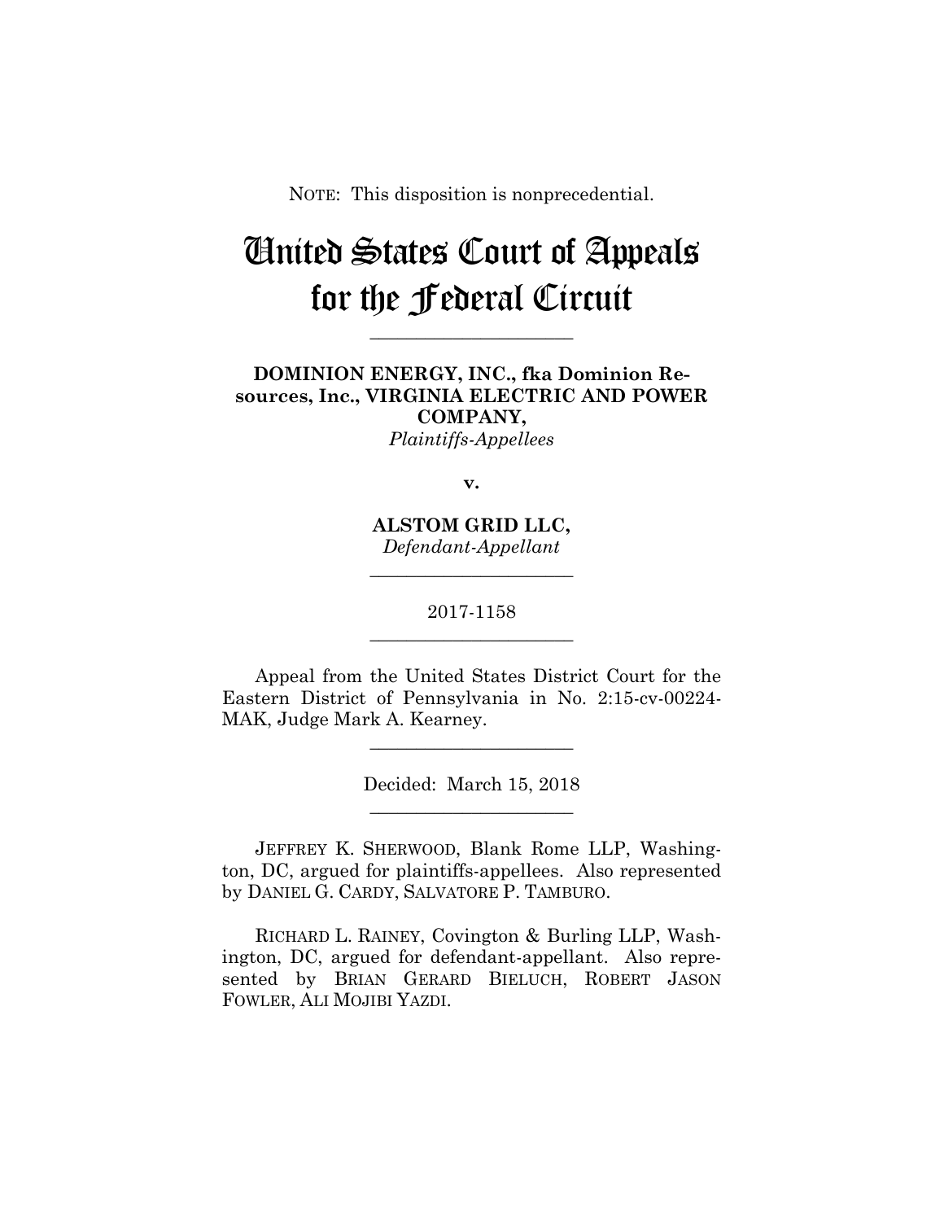NOTE: This disposition is nonprecedential.

# United States Court of Appeals for the Federal Circuit

______________________

**DOMINION ENERGY, INC., fka Dominion Resources, Inc., VIRGINIA ELECTRIC AND POWER COMPANY,**
*Plaintiffs-Appellees*

**v.**

**ALSTOM GRID LLC,**
*Defendant-Appellant*

______________________

2017-1158

______________________

Appeal from the United States District Court for the Eastern District of Pennsylvania in No. 2:15-cv-00224-MAK, Judge Mark A. Kearney.

______________________

Decided: March 15, 2018

______________________

JEFFREY K. SHERWOOD, Blank Rome LLP, Washington, DC, argued for plaintiffs-appellees. Also represented by DANIEL G. CARDY, SALVATORE P. TAMBURO.

RICHARD L. RAINEY, Covington & Burling LLP, Washington, DC, argued for defendant-appellant. Also represented by BRIAN GERARD BIELUCH, ROBERT JASON FOWLER, ALI MOJIBI YAZDI.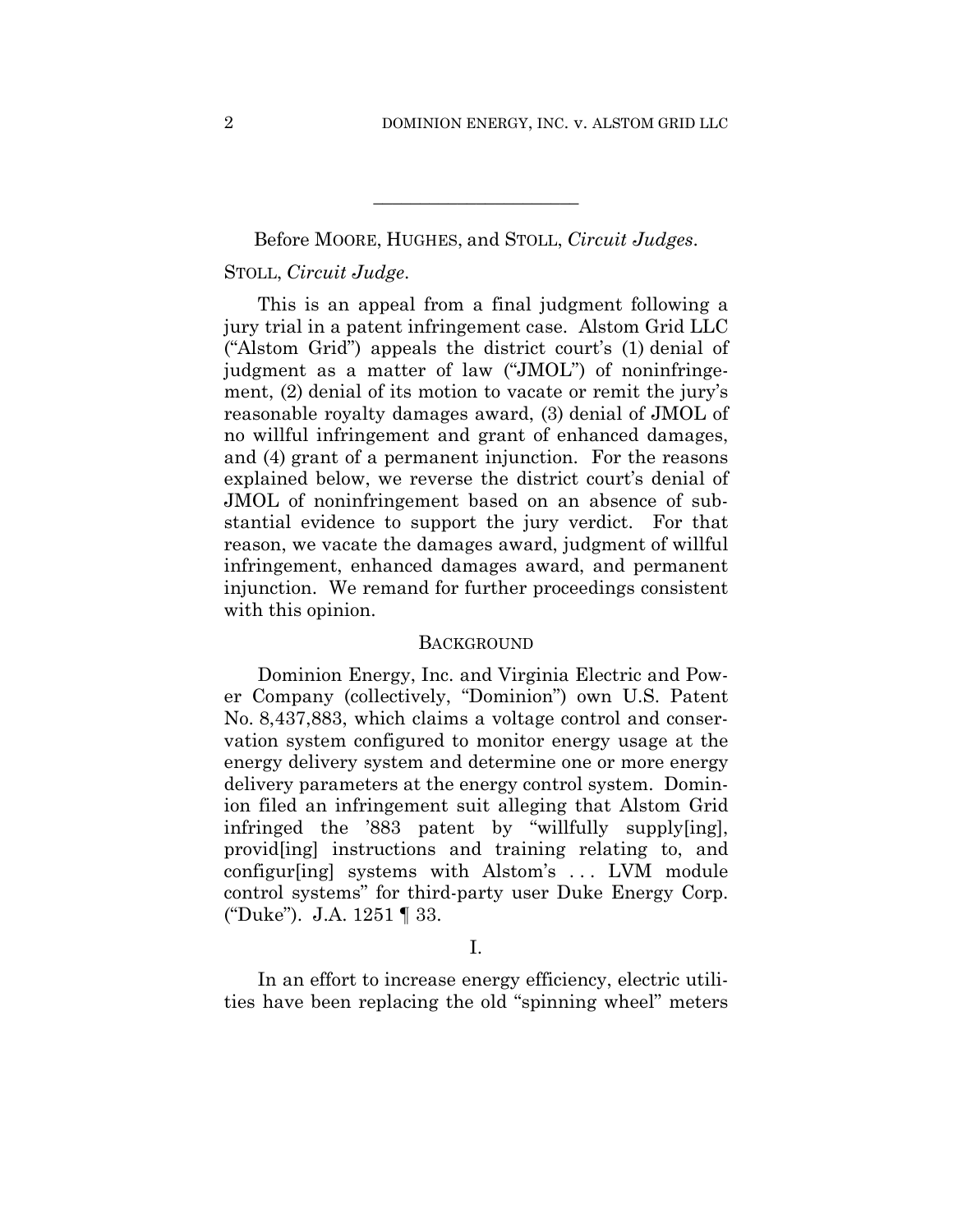---

Before MOORE, HUGHES, and STOLL, *Circuit Judges*.

STOLL, *Circuit Judge*.

This is an appeal from a final judgment following a jury trial in a patent infringement case. Alstom Grid LLC ("Alstom Grid") appeals the district court's (1) denial of judgment as a matter of law ("JMOL") of noninfringement, (2) denial of its motion to vacate or remit the jury's reasonable royalty damages award, (3) denial of JMOL of no willful infringement and grant of enhanced damages, and (4) grant of a permanent injunction. For the reasons explained below, we reverse the district court's denial of JMOL of noninfringement based on an absence of substantial evidence to support the jury verdict. For that reason, we vacate the damages award, judgment of willful infringement, enhanced damages award, and permanent injunction. We remand for further proceedings consistent with this opinion.

## BACKGROUND

Dominion Energy, Inc. and Virginia Electric and Power Company (collectively, "Dominion") own U.S. Patent No. 8,437,883, which claims a voltage control and conservation system configured to monitor energy usage at the energy delivery system and determine one or more energy delivery parameters at the energy control system. Dominion filed an infringement suit alleging that Alstom Grid infringed the '883 patent by "willfully supply[ing], provid[ing] instructions and training relating to, and configur[ing] systems with Alstom's . . . LVM module control systems" for third-party user Duke Energy Corp. ("Duke"). J.A. 1251 ¶ 33.

### I.

In an effort to increase energy efficiency, electric utilities have been replacing the old "spinning wheel" meters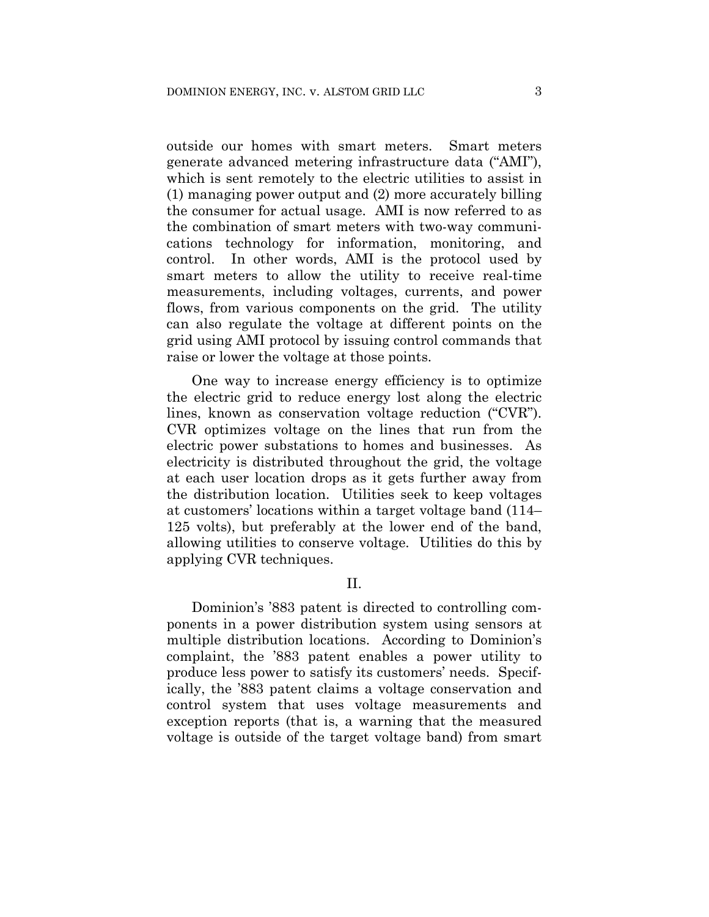outside our homes with smart meters. Smart meters generate advanced metering infrastructure data ("AMI"), which is sent remotely to the electric utilities to assist in (1) managing power output and (2) more accurately billing the consumer for actual usage. AMI is now referred to as the combination of smart meters with two-way communications technology for information, monitoring, and control. In other words, AMI is the protocol used by smart meters to allow the utility to receive real-time measurements, including voltages, currents, and power flows, from various components on the grid. The utility can also regulate the voltage at different points on the grid using AMI protocol by issuing control commands that raise or lower the voltage at those points.

One way to increase energy efficiency is to optimize the electric grid to reduce energy lost along the electric lines, known as conservation voltage reduction ("CVR"). CVR optimizes voltage on the lines that run from the electric power substations to homes and businesses. As electricity is distributed throughout the grid, the voltage at each user location drops as it gets further away from the distribution location. Utilities seek to keep voltages at customers' locations within a target voltage band (114–125 volts), but preferably at the lower end of the band, allowing utilities to conserve voltage. Utilities do this by applying CVR techniques.

## II.

Dominion's '883 patent is directed to controlling components in a power distribution system using sensors at multiple distribution locations. According to Dominion's complaint, the '883 patent enables a power utility to produce less power to satisfy its customers' needs. Specifically, the '883 patent claims a voltage conservation and control system that uses voltage measurements and exception reports (that is, a warning that the measured voltage is outside of the target voltage band) from smart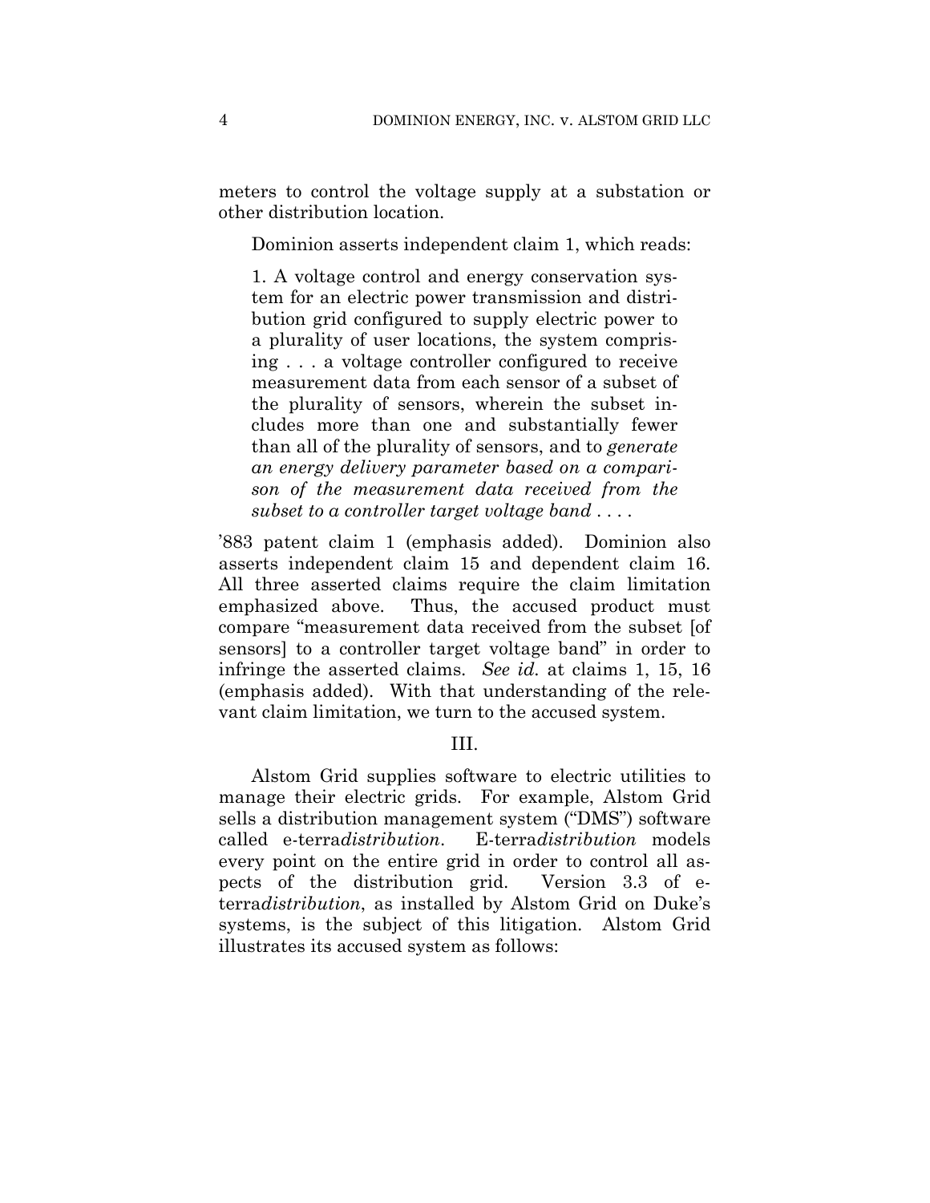meters to control the voltage supply at a substation or other distribution location.

Dominion asserts independent claim 1, which reads:

> 1. A voltage control and energy conservation system for an electric power transmission and distribution grid configured to supply electric power to a plurality of user locations, the system comprising . . . a voltage controller configured to receive measurement data from each sensor of a subset of the plurality of sensors, wherein the subset includes more than one and substantially fewer than all of the plurality of sensors, and to *generate an energy delivery parameter based on a comparison of the measurement data received from the subset to a controller target voltage band* . . . .

'883 patent claim 1 (emphasis added). Dominion also asserts independent claim 15 and dependent claim 16. All three asserted claims require the claim limitation emphasized above. Thus, the accused product must compare "measurement data received from the subset [of sensors] to a controller target voltage band" in order to infringe the asserted claims. *See id.* at claims 1, 15, 16 (emphasis added). With that understanding of the relevant claim limitation, we turn to the accused system.

## III.

Alstom Grid supplies software to electric utilities to manage their electric grids. For example, Alstom Grid sells a distribution management system ("DMS") software called e-terra*distribution*. E-terra*distribution* models every point on the entire grid in order to control all aspects of the distribution grid. Version 3.3 of e-terra*distribution*, as installed by Alstom Grid on Duke's systems, is the subject of this litigation. Alstom Grid illustrates its accused system as follows: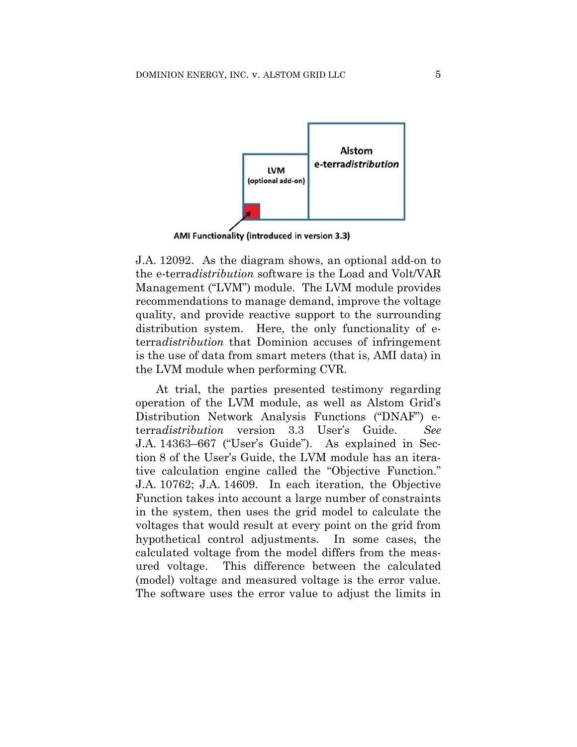J.A. 12092. As the diagram shows, an optional add-on to the e-terra*distribution* software is the Load and Volt/VAR Management ("LVM") module. The LVM module provides recommendations to manage demand, improve the voltage quality, and provide reactive support to the surrounding distribution system. Here, the only functionality of e-terra*distribution* that Dominion accuses of infringement is the use of data from smart meters (that is, AMI data) in the LVM module when performing CVR.

At trial, the parties presented testimony regarding operation of the LVM module, as well as Alstom Grid's Distribution Network Analysis Functions ("DNAF") e-terra*distribution* version 3.3 User's Guide. *See* J.A. 14363–667 ("User's Guide"). As explained in Section 8 of the User's Guide, the LVM module has an iterative calculation engine called the "Objective Function." J.A. 10762; J.A. 14609. In each iteration, the Objective Function takes into account a large number of constraints in the system, then uses the grid model to calculate the voltages that would result at every point on the grid from hypothetical control adjustments. In some cases, the calculated voltage from the model differs from the measured voltage. This difference between the calculated (model) voltage and measured voltage is the error value. The software uses the error value to adjust the limits in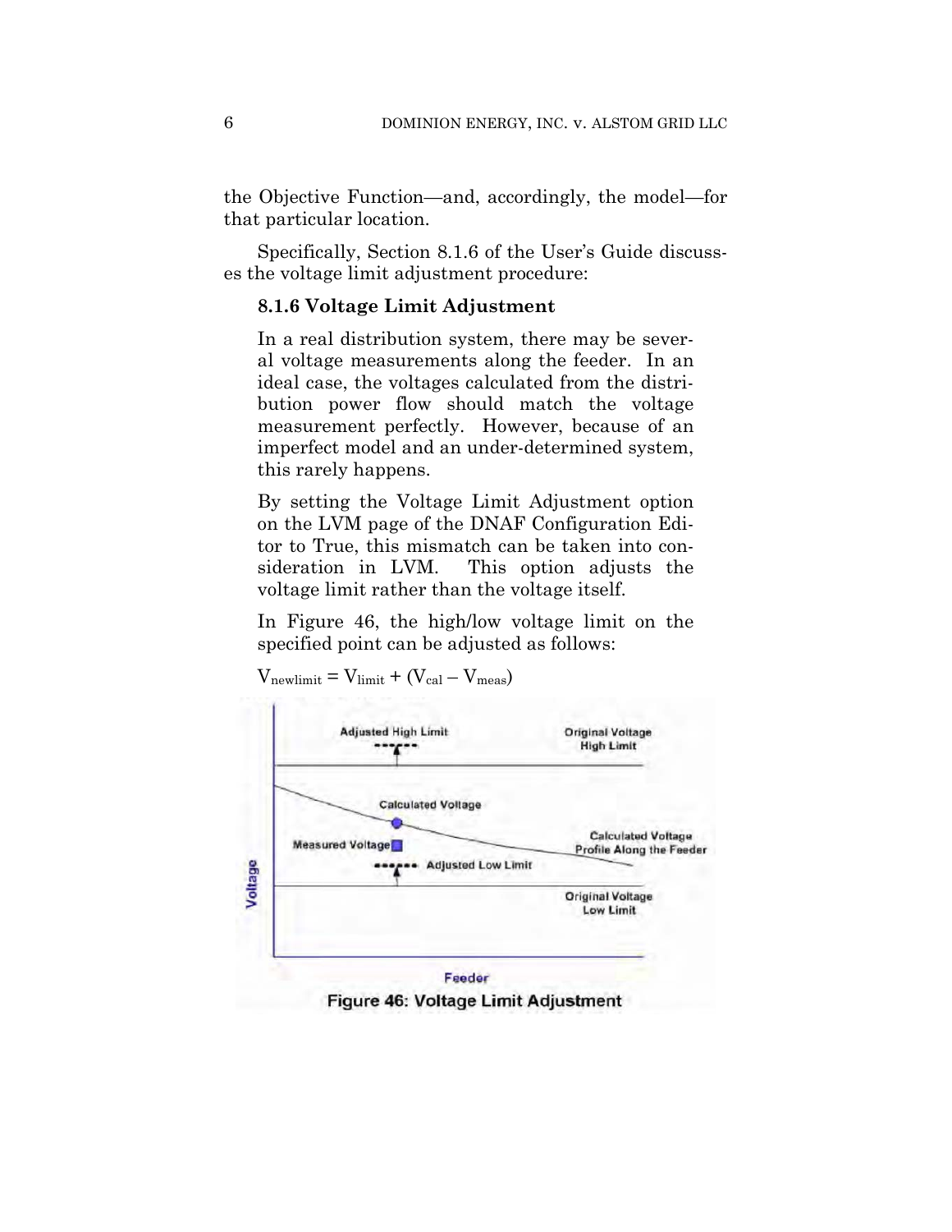the Objective Function—and, accordingly, the model—for that particular location.

Specifically, Section 8.1.6 of the User's Guide discusses the voltage limit adjustment procedure:

> **8.1.6 Voltage Limit Adjustment**
>
> In a real distribution system, there may be several voltage measurements along the feeder. In an ideal case, the voltages calculated from the distribution power flow should match the voltage measurement perfectly. However, because of an imperfect model and an under-determined system, this rarely happens.
>
> By setting the Voltage Limit Adjustment option on the LVM page of the DNAF Configuration Editor to True, this mismatch can be taken into consideration in LVM. This option adjusts the voltage limit rather than the voltage itself.
>
> In Figure 46, the high/low voltage limit on the specified point can be adjusted as follows:
>
> $V_{newlimit} = V_{limit} + (V_{cal} - V_{meas})$

Figure 46: Voltage Limit Adjustment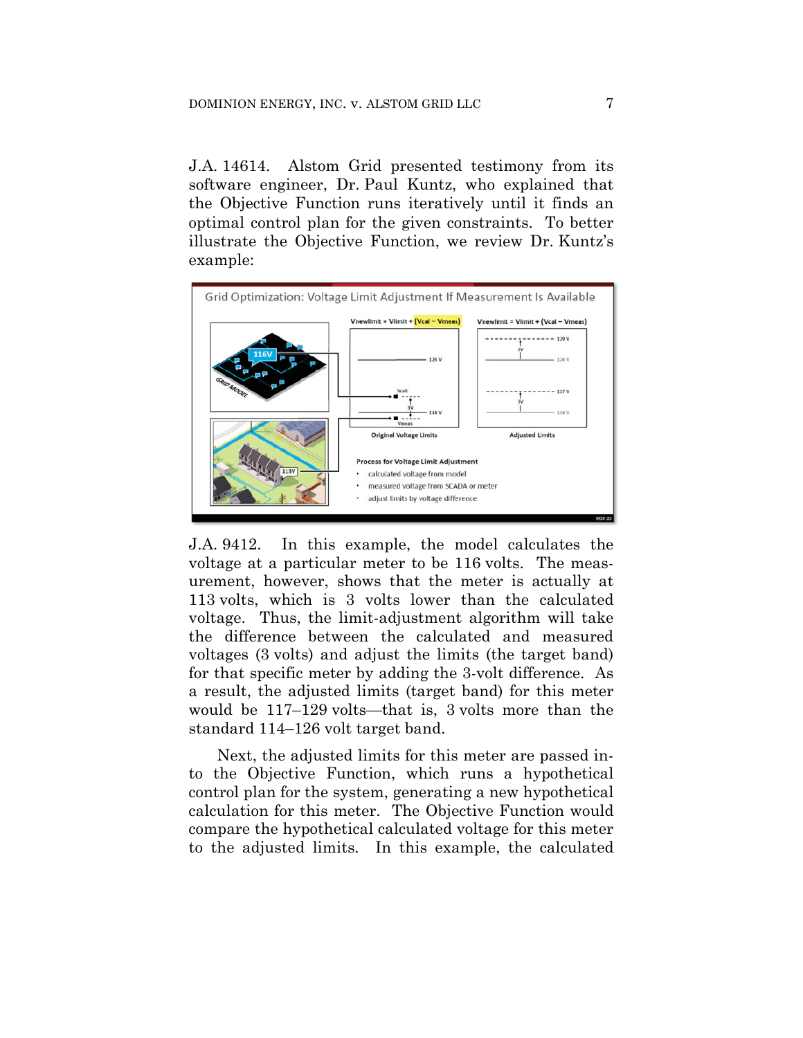J.A. 14614. Alstom Grid presented testimony from its software engineer, Dr. Paul Kuntz, who explained that the Objective Function runs iteratively until it finds an optimal control plan for the given constraints. To better illustrate the Objective Function, we review Dr. Kuntz's example:

J.A. 9412. In this example, the model calculates the voltage at a particular meter to be 116 volts. The measurement, however, shows that the meter is actually at 113 volts, which is 3 volts lower than the calculated voltage. Thus, the limit-adjustment algorithm will take the difference between the calculated and measured voltages (3 volts) and adjust the limits (the target band) for that specific meter by adding the 3-volt difference. As a result, the adjusted limits (target band) for this meter would be 117–129 volts—that is, 3 volts more than the standard 114–126 volt target band.

Next, the adjusted limits for this meter are passed into the Objective Function, which runs a hypothetical control plan for the system, generating a new hypothetical calculation for this meter. The Objective Function would compare the hypothetical calculated voltage for this meter to the adjusted limits. In this example, the calculated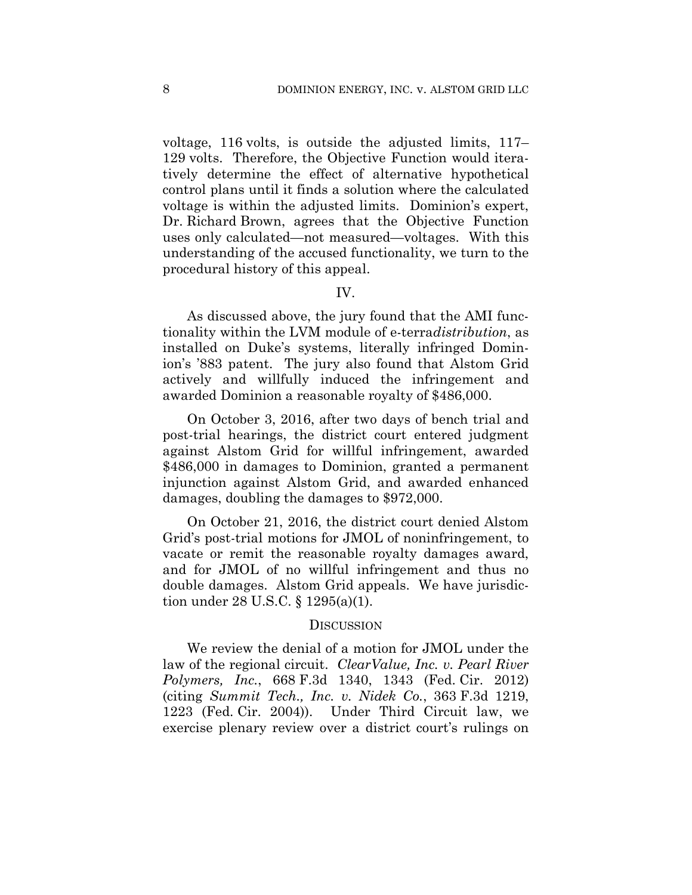voltage, 116 volts, is outside the adjusted limits, 117–129 volts. Therefore, the Objective Function would iteratively determine the effect of alternative hypothetical control plans until it finds a solution where the calculated voltage is within the adjusted limits. Dominion's expert, Dr. Richard Brown, agrees that the Objective Function uses only calculated—not measured—voltages. With this understanding of the accused functionality, we turn to the procedural history of this appeal.

## IV.

As discussed above, the jury found that the AMI functionality within the LVM module of e-terra*distribution*, as installed on Duke's systems, literally infringed Dominion's '883 patent. The jury also found that Alstom Grid actively and willfully induced the infringement and awarded Dominion a reasonable royalty of $486,000.

On October 3, 2016, after two days of bench trial and post-trial hearings, the district court entered judgment against Alstom Grid for willful infringement, awarded $486,000 in damages to Dominion, granted a permanent injunction against Alstom Grid, and awarded enhanced damages, doubling the damages to $972,000.

On October 21, 2016, the district court denied Alstom Grid's post-trial motions for JMOL of noninfringement, to vacate or remit the reasonable royalty damages award, and for JMOL of no willful infringement and thus no double damages. Alstom Grid appeals. We have jurisdiction under 28 U.S.C. § 1295(a)(1).

## DISCUSSION

We review the denial of a motion for JMOL under the law of the regional circuit. *ClearValue, Inc. v. Pearl River Polymers, Inc.*, 668 F.3d 1340, 1343 (Fed. Cir. 2012) (citing *Summit Tech., Inc. v. Nidek Co.*, 363 F.3d 1219, 1223 (Fed. Cir. 2004)). Under Third Circuit law, we exercise plenary review over a district court's rulings on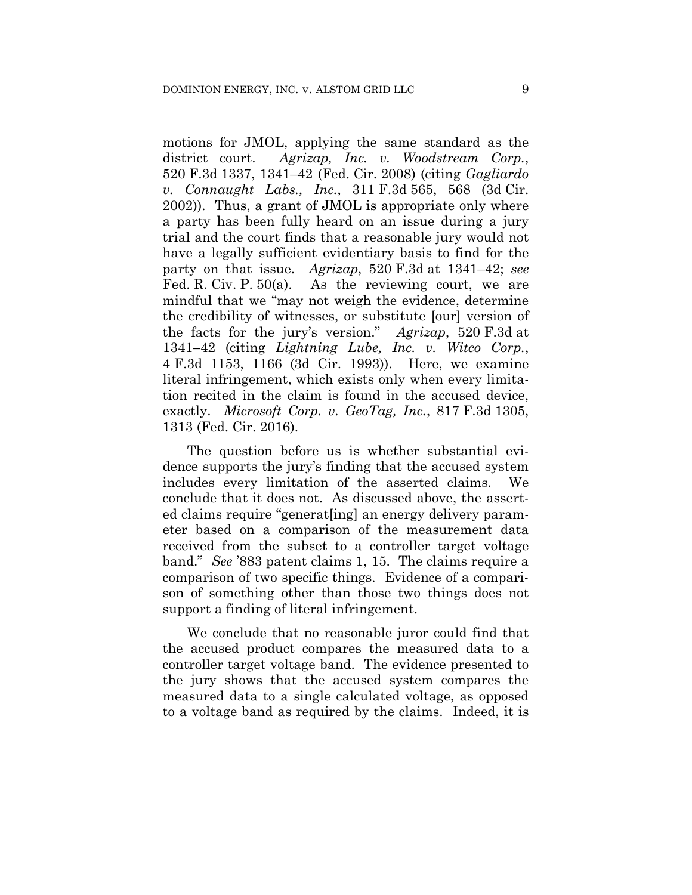motions for JMOL, applying the same standard as the district court. *Agrizap, Inc. v. Woodstream Corp.*, 520 F.3d 1337, 1341–42 (Fed. Cir. 2008) (citing *Gagliardo v. Connaught Labs., Inc.*, 311 F.3d 565, 568 (3d Cir. 2002)). Thus, a grant of JMOL is appropriate only where a party has been fully heard on an issue during a jury trial and the court finds that a reasonable jury would not have a legally sufficient evidentiary basis to find for the party on that issue. *Agrizap*, 520 F.3d at 1341–42; *see* Fed. R. Civ. P. 50(a). As the reviewing court, we are mindful that we "may not weigh the evidence, determine the credibility of witnesses, or substitute [our] version of the facts for the jury's version." *Agrizap*, 520 F.3d at 1341–42 (citing *Lightning Lube, Inc. v. Witco Corp.*, 4 F.3d 1153, 1166 (3d Cir. 1993)). Here, we examine literal infringement, which exists only when every limitation recited in the claim is found in the accused device, exactly. *Microsoft Corp. v. GeoTag, Inc.*, 817 F.3d 1305, 1313 (Fed. Cir. 2016).

The question before us is whether substantial evidence supports the jury's finding that the accused system includes every limitation of the asserted claims. We conclude that it does not. As discussed above, the asserted claims require "generat[ing] an energy delivery parameter based on a comparison of the measurement data received from the subset to a controller target voltage band." *See* '883 patent claims 1, 15. The claims require a comparison of two specific things. Evidence of a comparison of something other than those two things does not support a finding of literal infringement.

We conclude that no reasonable juror could find that the accused product compares the measured data to a controller target voltage band. The evidence presented to the jury shows that the accused system compares the measured data to a single calculated voltage, as opposed to a voltage band as required by the claims. Indeed, it is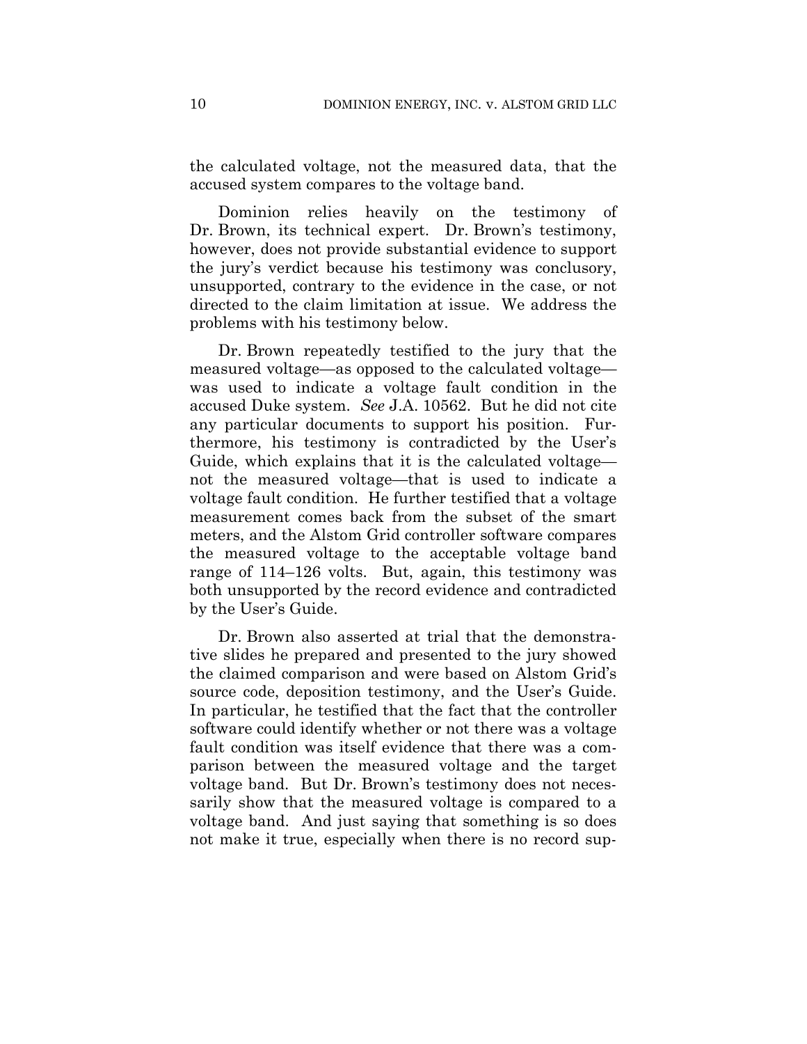the calculated voltage, not the measured data, that the accused system compares to the voltage band.

Dominion relies heavily on the testimony of Dr. Brown, its technical expert. Dr. Brown's testimony, however, does not provide substantial evidence to support the jury's verdict because his testimony was conclusory, unsupported, contrary to the evidence in the case, or not directed to the claim limitation at issue. We address the problems with his testimony below.

Dr. Brown repeatedly testified to the jury that the measured voltage—as opposed to the calculated voltage—was used to indicate a voltage fault condition in the accused Duke system. *See* J.A. 10562. But he did not cite any particular documents to support his position. Furthermore, his testimony is contradicted by the User's Guide, which explains that it is the calculated voltage—not the measured voltage—that is used to indicate a voltage fault condition. He further testified that a voltage measurement comes back from the subset of the smart meters, and the Alstom Grid controller software compares the measured voltage to the acceptable voltage band range of 114–126 volts. But, again, this testimony was both unsupported by the record evidence and contradicted by the User's Guide.

Dr. Brown also asserted at trial that the demonstrative slides he prepared and presented to the jury showed the claimed comparison and were based on Alstom Grid's source code, deposition testimony, and the User's Guide. In particular, he testified that the fact that the controller software could identify whether or not there was a voltage fault condition was itself evidence that there was a comparison between the measured voltage and the target voltage band. But Dr. Brown's testimony does not necessarily show that the measured voltage is compared to a voltage band. And just saying that something is so does not make it true, especially when there is no record sup-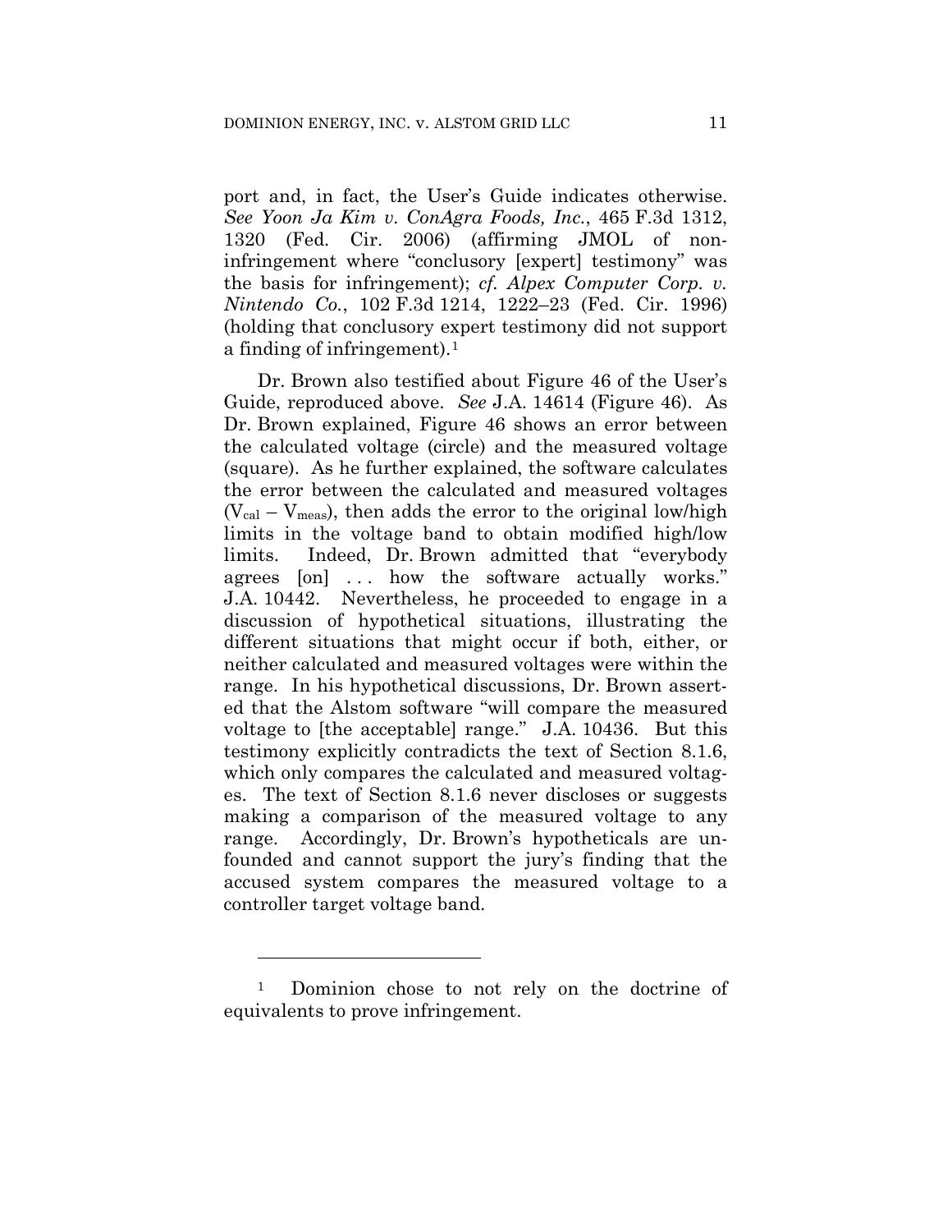port and, in fact, the User's Guide indicates otherwise. *See Yoon Ja Kim v. ConAgra Foods, Inc.*, 465 F.3d 1312, 1320 (Fed. Cir. 2006) (affirming JMOL of non-infringement where "conclusory [expert] testimony" was the basis for infringement); *cf. Alpex Computer Corp. v. Nintendo Co.*, 102 F.3d 1214, 1222–23 (Fed. Cir. 1996) (holding that conclusory expert testimony did not support a finding of infringement).[1]

Dr. Brown also testified about Figure 46 of the User's Guide, reproduced above. *See* J.A. 14614 (Figure 46). As Dr. Brown explained, Figure 46 shows an error between the calculated voltage (circle) and the measured voltage (square). As he further explained, the software calculates the error between the calculated and measured voltages ($V_{cal} - V_{meas}$), then adds the error to the original low/high limits in the voltage band to obtain modified high/low limits. Indeed, Dr. Brown admitted that "everybody agrees [on] . . . how the software actually works." J.A. 10442. Nevertheless, he proceeded to engage in a discussion of hypothetical situations, illustrating the different situations that might occur if both, either, or neither calculated and measured voltages were within the range. In his hypothetical discussions, Dr. Brown asserted that the Alstom software "will compare the measured voltage to [the acceptable] range." J.A. 10436. But this testimony explicitly contradicts the text of Section 8.1.6, which only compares the calculated and measured voltages. The text of Section 8.1.6 never discloses or suggests making a comparison of the measured voltage to any range. Accordingly, Dr. Brown's hypotheticals are unfounded and cannot support the jury's finding that the accused system compares the measured voltage to a controller target voltage band.

---

[1] Dominion chose to not rely on the doctrine of equivalents to prove infringement.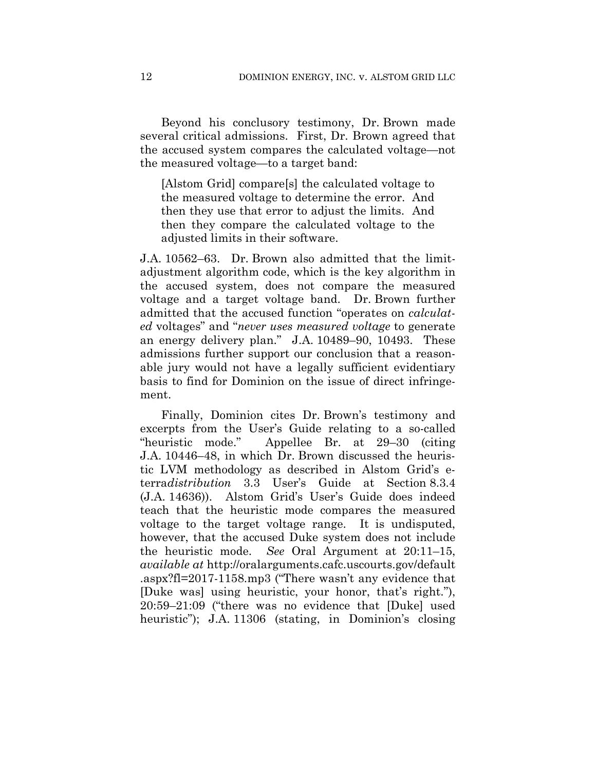Beyond his conclusory testimony, Dr. Brown made several critical admissions. First, Dr. Brown agreed that the accused system compares the calculated voltage—not the measured voltage—to a target band:

> [Alstom Grid] compare[s] the calculated voltage to the measured voltage to determine the error. And then they use that error to adjust the limits. And then they compare the calculated voltage to the adjusted limits in their software.

J.A. 10562–63. Dr. Brown also admitted that the limit-adjustment algorithm code, which is the key algorithm in the accused system, does not compare the measured voltage and a target voltage band. Dr. Brown further admitted that the accused function "operates on *calculated* voltages" and "*never uses measured voltage* to generate an energy delivery plan." J.A. 10489–90, 10493. These admissions further support our conclusion that a reasonable jury would not have a legally sufficient evidentiary basis to find for Dominion on the issue of direct infringement.

Finally, Dominion cites Dr. Brown's testimony and excerpts from the User's Guide relating to a so-called "heuristic mode." Appellee Br. at 29–30 (citing J.A. 10446–48, in which Dr. Brown discussed the heuristic LVM methodology as described in Alstom Grid's e-terra*distribution* 3.3 User's Guide at Section 8.3.4 (J.A. 14636)). Alstom Grid's User's Guide does indeed teach that the heuristic mode compares the measured voltage to the target voltage range. It is undisputed, however, that the accused Duke system does not include the heuristic mode. *See* Oral Argument at 20:11–15, *available at* http://oralarguments.cafc.uscourts.gov/default.aspx?fl=2017-1158.mp3 ("There wasn't any evidence that [Duke was] using heuristic, your honor, that's right."), 20:59–21:09 ("there was no evidence that [Duke] used heuristic"); J.A. 11306 (stating, in Dominion's closing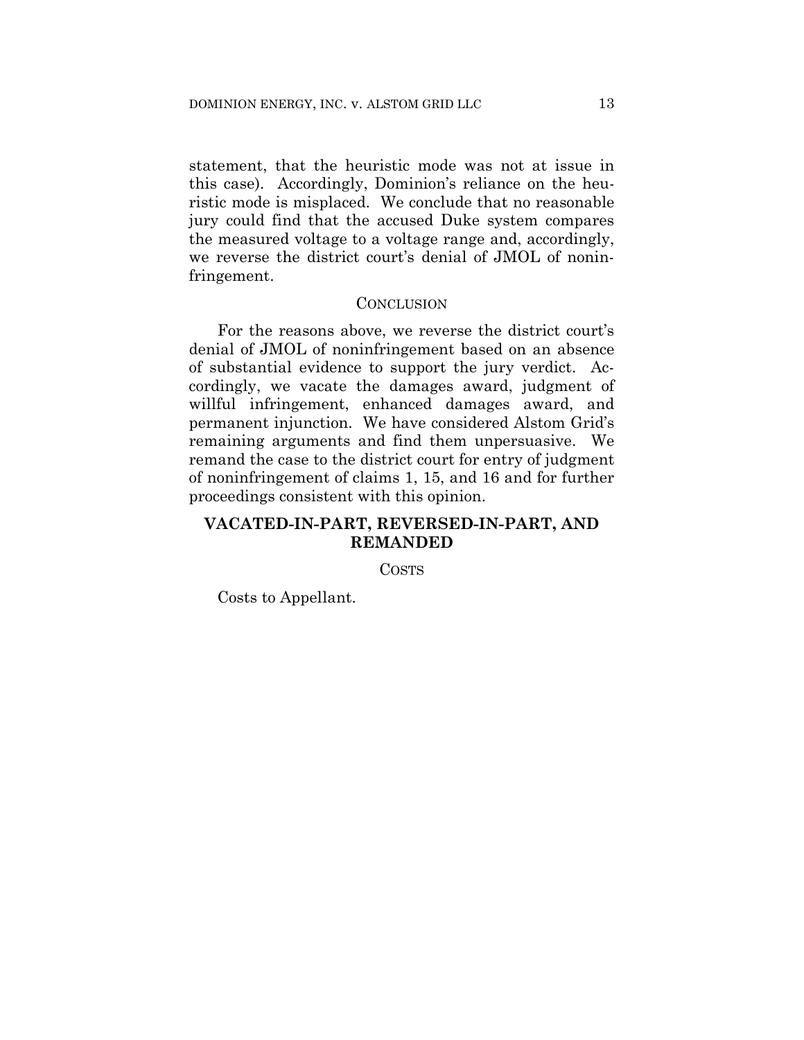statement, that the heuristic mode was not at issue in this case). Accordingly, Dominion's reliance on the heuristic mode is misplaced. We conclude that no reasonable jury could find that the accused Duke system compares the measured voltage to a voltage range and, accordingly, we reverse the district court's denial of JMOL of noninfringement.

## CONCLUSION

For the reasons above, we reverse the district court's denial of JMOL of noninfringement based on an absence of substantial evidence to support the jury verdict. Accordingly, we vacate the damages award, judgment of willful infringement, enhanced damages award, and permanent injunction. We have considered Alstom Grid's remaining arguments and find them unpersuasive. We remand the case to the district court for entry of judgment of noninfringement of claims 1, 15, and 16 and for further proceedings consistent with this opinion.

## VACATED-IN-PART, REVERSED-IN-PART, AND REMANDED

COSTS

Costs to Appellant.